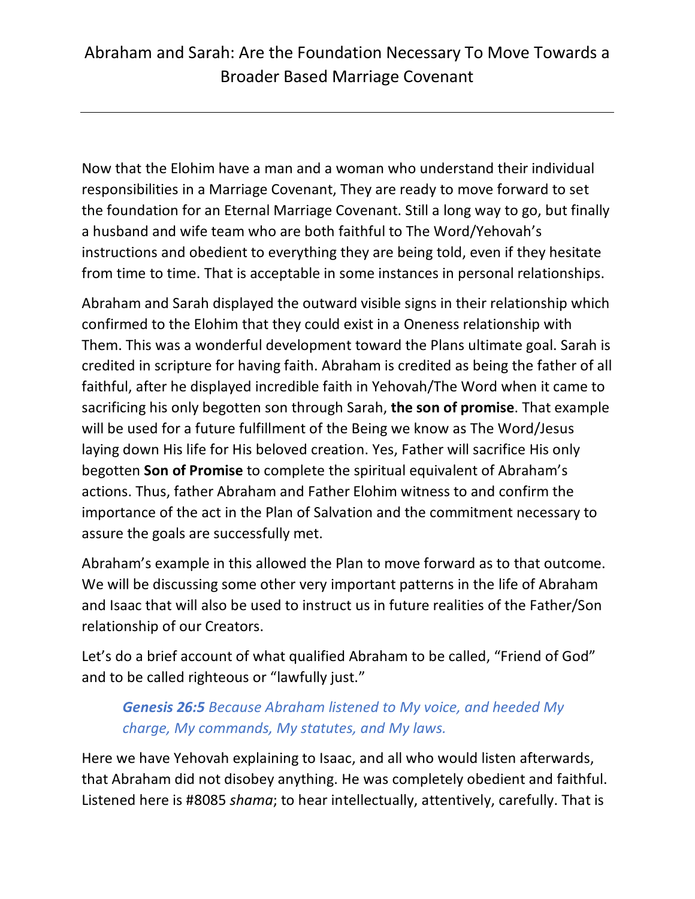# Abraham and Sarah: Are the Foundation Necessary To Move Towards a Broader Based Marriage Covenant

---

Now that the Elohim have a man and a woman who understand their individual responsibilities in a Marriage Covenant, They are ready to move forward to set the foundation for an Eternal Marriage Covenant. Still a long way to go, but finally a husband and wife team who are both faithful to The Word/Yehovah's instructions and obedient to everything they are being told, even if they hesitate from time to time. That is acceptable in some instances in personal relationships.

Abraham and Sarah displayed the outward visible signs in their relationship which confirmed to the Elohim that they could exist in a Oneness relationship with Them. This was a wonderful development toward the Plans ultimate goal. Sarah is credited in scripture for having faith. Abraham is credited as being the father of all faithful, after he displayed incredible faith in Yehovah/The Word when it came to sacrificing his only begotten son through Sarah, **the son of promise**. That example will be used for a future fulfillment of the Being we know as The Word/Jesus laying down His life for His beloved creation. Yes, Father will sacrifice His only begotten **Son of Promise** to complete the spiritual equivalent of Abraham's actions. Thus, father Abraham and Father Elohim witness to and confirm the importance of the act in the Plan of Salvation and the commitment necessary to assure the goals are successfully met.

Abraham's example in this allowed the Plan to move forward as to that outcome. We will be discussing some other very important patterns in the life of Abraham and Isaac that will also be used to instruct us in future realities of the Father/Son relationship of our Creators.

Let's do a brief account of what qualified Abraham to be called, "Friend of God" and to be called righteous or "lawfully just."

> ***Genesis 26:5*** *Because Abraham listened to My voice, and heeded My charge, My commands, My statutes, and My laws.*

Here we have Yehovah explaining to Isaac, and all who would listen afterwards, that Abraham did not disobey anything. He was completely obedient and faithful. Listened here is #8085 *shama*; to hear intellectually, attentively, carefully. That is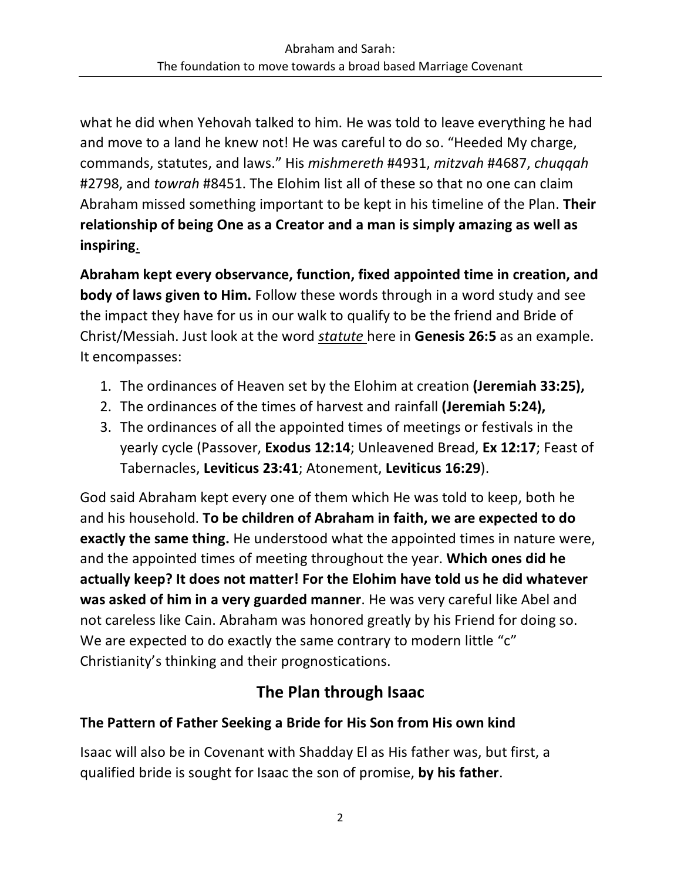what he did when Yehovah talked to him. He was told to leave everything he had and move to a land he knew not! He was careful to do so. "Heeded My charge, commands, statutes, and laws." His *mishmereth* #4931, *mitzvah* #4687, *chuqqah* #2798, and *towrah* #8451. The Elohim list all of these so that no one can claim Abraham missed something important to be kept in his timeline of the Plan. **Their relationship of being One as a Creator and a man is simply amazing as well as inspiring.**

**Abraham kept every observance, function, fixed appointed time in creation, and body of laws given to Him.** Follow these words through in a word study and see the impact they have for us in our walk to qualify to be the friend and Bride of Christ/Messiah. Just look at the word *statute* here in **Genesis 26:5** as an example. It encompasses:

1. The ordinances of Heaven set by the Elohim at creation **(Jeremiah 33:25),**
2. The ordinances of the times of harvest and rainfall **(Jeremiah 5:24),**
3. The ordinances of all the appointed times of meetings or festivals in the yearly cycle (Passover, **Exodus 12:14**; Unleavened Bread, **Ex 12:17**; Feast of Tabernacles, **Leviticus 23:41**; Atonement, **Leviticus 16:29**).

God said Abraham kept every one of them which He was told to keep, both he and his household. **To be children of Abraham in faith, we are expected to do exactly the same thing.** He understood what the appointed times in nature were, and the appointed times of meeting throughout the year. **Which ones did he actually keep? It does not matter! For the Elohim have told us he did whatever was asked of him in a very guarded manner**. He was very careful like Abel and not careless like Cain. Abraham was honored greatly by his Friend for doing so. We are expected to do exactly the same contrary to modern little "c" Christianity's thinking and their prognostications.

## The Plan through Isaac

### The Pattern of Father Seeking a Bride for His Son from His own kind

Isaac will also be in Covenant with Shadday El as His father was, but first, a qualified bride is sought for Isaac the son of promise, **by his father**.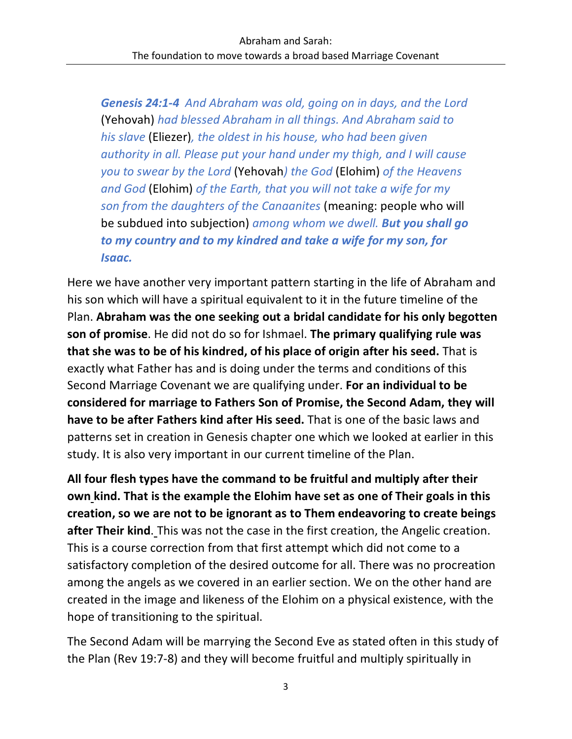*Genesis 24:1-4 And Abraham was old, going on in days, and the Lord* (Yehovah) *had blessed Abraham in all things. And Abraham said to his slave* (Eliezer)*, the oldest in his house, who had been given authority in all. Please put your hand under my thigh, and I will cause you to swear by the Lord* (Yehovah*) the God* (Elohim) *of the Heavens and God* (Elohim) *of the Earth, that you will not take a wife for my son from the daughters of the Canaanites* (meaning: people who will be subdued into subjection) *among whom we dwell.* ***But you shall go to my country and to my kindred and take a wife for my son, for Isaac.***

Here we have another very important pattern starting in the life of Abraham and his son which will have a spiritual equivalent to it in the future timeline of the Plan. **Abraham was the one seeking out a bridal candidate for his only begotten son of promise**. He did not do so for Ishmael. **The primary qualifying rule was that she was to be of his kindred, of his place of origin after his seed.** That is exactly what Father has and is doing under the terms and conditions of this Second Marriage Covenant we are qualifying under. **For an individual to be considered for marriage to Fathers Son of Promise, the Second Adam, they will have to be after Fathers kind after His seed.** That is one of the basic laws and patterns set in creation in Genesis chapter one which we looked at earlier in this study. It is also very important in our current timeline of the Plan.

**All four flesh types have the command to be fruitful and multiply after their own kind. That is the example the Elohim have set as one of Their goals in this creation, so we are not to be ignorant as to Them endeavoring to create beings after Their kind**. This was not the case in the first creation, the Angelic creation. This is a course correction from that first attempt which did not come to a satisfactory completion of the desired outcome for all. There was no procreation among the angels as we covered in an earlier section. We on the other hand are created in the image and likeness of the Elohim on a physical existence, with the hope of transitioning to the spiritual.

The Second Adam will be marrying the Second Eve as stated often in this study of the Plan (Rev 19:7-8) and they will become fruitful and multiply spiritually in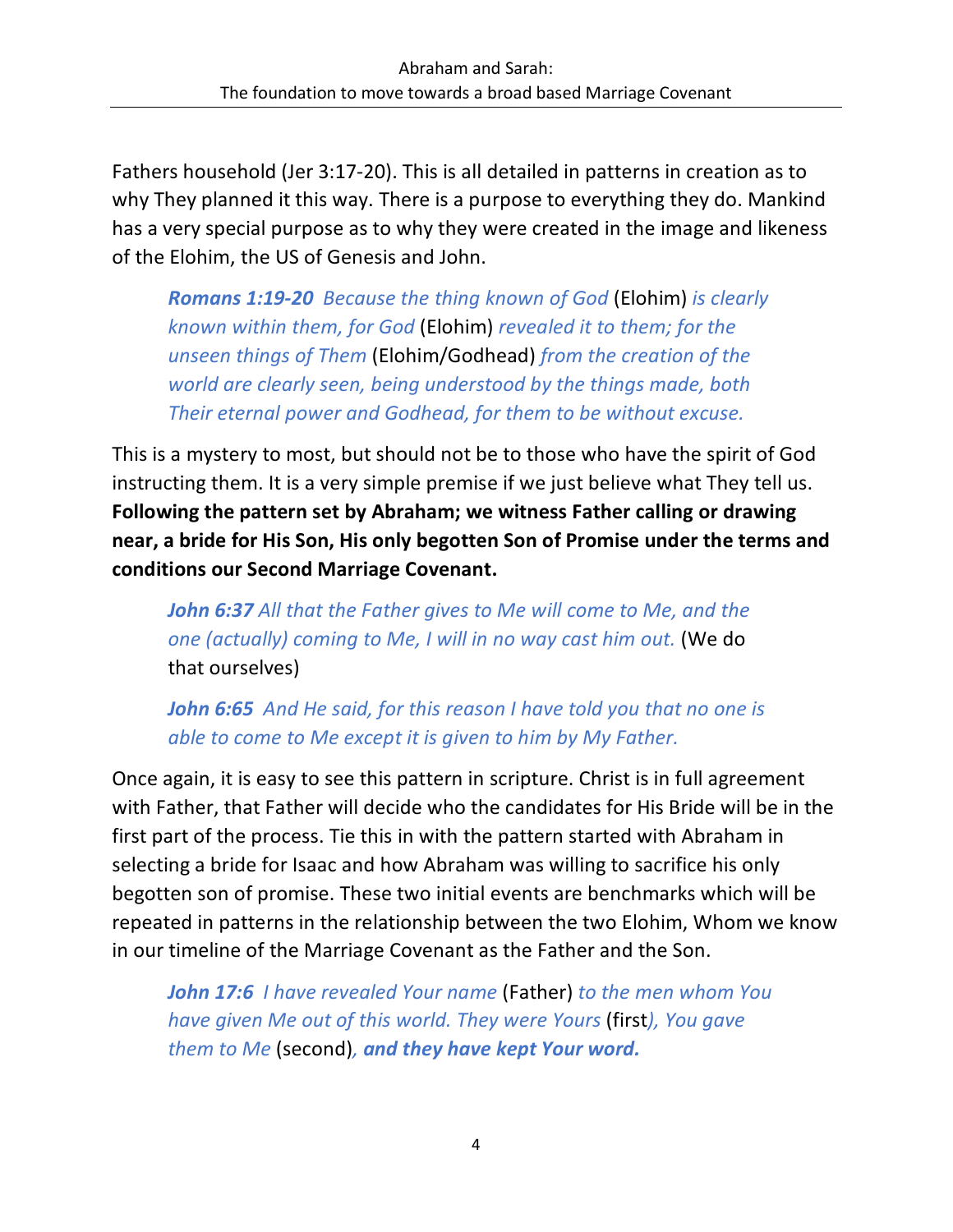Fathers household (Jer 3:17-20). This is all detailed in patterns in creation as to why They planned it this way. There is a purpose to everything they do. Mankind has a very special purpose as to why they were created in the image and likeness of the Elohim, the US of Genesis and John.

> ***Romans 1:19-20*** *Because the thing known of God* (Elohim) *is clearly known within them, for God* (Elohim) *revealed it to them; for the unseen things of Them* (Elohim/Godhead) *from the creation of the world are clearly seen, being understood by the things made, both Their eternal power and Godhead, for them to be without excuse.*

This is a mystery to most, but should not be to those who have the spirit of God instructing them. It is a very simple premise if we just believe what They tell us. **Following the pattern set by Abraham; we witness Father calling or drawing near, a bride for His Son, His only begotten Son of Promise under the terms and conditions our Second Marriage Covenant.**

> ***John 6:37*** *All that the Father gives to Me will come to Me, and the one (actually) coming to Me, I will in no way cast him out.* (We do that ourselves)

> ***John 6:65*** *And He said, for this reason I have told you that no one is able to come to Me except it is given to him by My Father.*

Once again, it is easy to see this pattern in scripture. Christ is in full agreement with Father, that Father will decide who the candidates for His Bride will be in the first part of the process. Tie this in with the pattern started with Abraham in selecting a bride for Isaac and how Abraham was willing to sacrifice his only begotten son of promise. These two initial events are benchmarks which will be repeated in patterns in the relationship between the two Elohim, Whom we know in our timeline of the Marriage Covenant as the Father and the Son.

> ***John 17:6*** *I have revealed Your name* (Father) *to the men whom You have given Me out of this world. They were Yours* (first)*, You gave them to Me* (second)*, **and they have kept Your word.***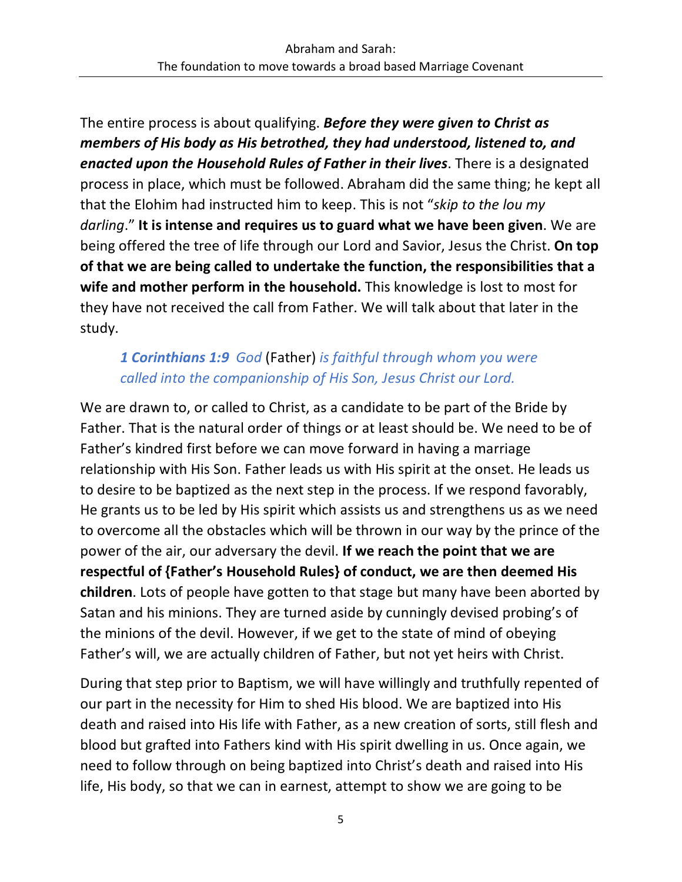The entire process is about qualifying. ***Before they were given to Christ as members of His body as His betrothed, they had understood, listened to, and enacted upon the Household Rules of Father in their lives***. There is a designated process in place, which must be followed. Abraham did the same thing; he kept all that the Elohim had instructed him to keep. This is not "*skip to the lou my darling*." **It is intense and requires us to guard what we have been given**. We are being offered the tree of life through our Lord and Savior, Jesus the Christ. **On top of that we are being called to undertake the function, the responsibilities that a wife and mother perform in the household.** This knowledge is lost to most for they have not received the call from Father. We will talk about that later in the study.

> ***1 Corinthians 1:9*** *God* (Father) *is faithful through whom you were called into the companionship of His Son, Jesus Christ our Lord.*

We are drawn to, or called to Christ, as a candidate to be part of the Bride by Father. That is the natural order of things or at least should be. We need to be of Father's kindred first before we can move forward in having a marriage relationship with His Son. Father leads us with His spirit at the onset. He leads us to desire to be baptized as the next step in the process. If we respond favorably, He grants us to be led by His spirit which assists us and strengthens us as we need to overcome all the obstacles which will be thrown in our way by the prince of the power of the air, our adversary the devil. **If we reach the point that we are respectful of {Father's Household Rules} of conduct, we are then deemed His children**. Lots of people have gotten to that stage but many have been aborted by Satan and his minions. They are turned aside by cunningly devised probing's of the minions of the devil. However, if we get to the state of mind of obeying Father's will, we are actually children of Father, but not yet heirs with Christ.

During that step prior to Baptism, we will have willingly and truthfully repented of our part in the necessity for Him to shed His blood. We are baptized into His death and raised into His life with Father, as a new creation of sorts, still flesh and blood but grafted into Fathers kind with His spirit dwelling in us. Once again, we need to follow through on being baptized into Christ's death and raised into His life, His body, so that we can in earnest, attempt to show we are going to be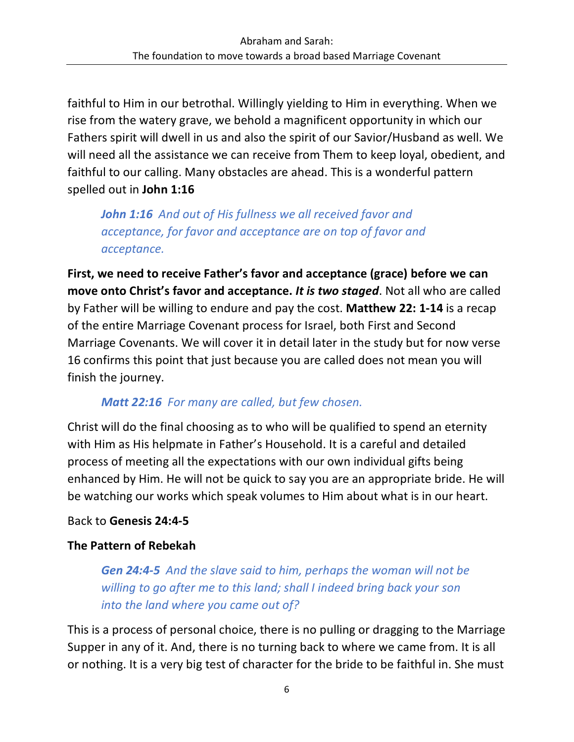faithful to Him in our betrothal. Willingly yielding to Him in everything. When we rise from the watery grave, we behold a magnificent opportunity in which our Fathers spirit will dwell in us and also the spirit of our Savior/Husband as well. We will need all the assistance we can receive from Them to keep loyal, obedient, and faithful to our calling. Many obstacles are ahead. This is a wonderful pattern spelled out in **John 1:16**

> ***John 1:16*** *And out of His fullness we all received favor and acceptance, for favor and acceptance are on top of favor and acceptance.*

**First, we need to receive Father's favor and acceptance (grace) before we can move onto Christ's favor and acceptance. *It is two staged*.** Not all who are called by Father will be willing to endure and pay the cost. **Matthew 22: 1-14** is a recap of the entire Marriage Covenant process for Israel, both First and Second Marriage Covenants. We will cover it in detail later in the study but for now verse 16 confirms this point that just because you are called does not mean you will finish the journey.

> ***Matt 22:16*** *For many are called, but few chosen.*

Christ will do the final choosing as to who will be qualified to spend an eternity with Him as His helpmate in Father's Household. It is a careful and detailed process of meeting all the expectations with our own individual gifts being enhanced by Him. He will not be quick to say you are an appropriate bride. He will be watching our works which speak volumes to Him about what is in our heart.

Back to **Genesis 24:4-5**

**The Pattern of Rebekah**

> ***Gen 24:4-5*** *And the slave said to him, perhaps the woman will not be willing to go after me to this land; shall I indeed bring back your son into the land where you came out of?*

This is a process of personal choice, there is no pulling or dragging to the Marriage Supper in any of it. And, there is no turning back to where we came from. It is all or nothing. It is a very big test of character for the bride to be faithful in. She must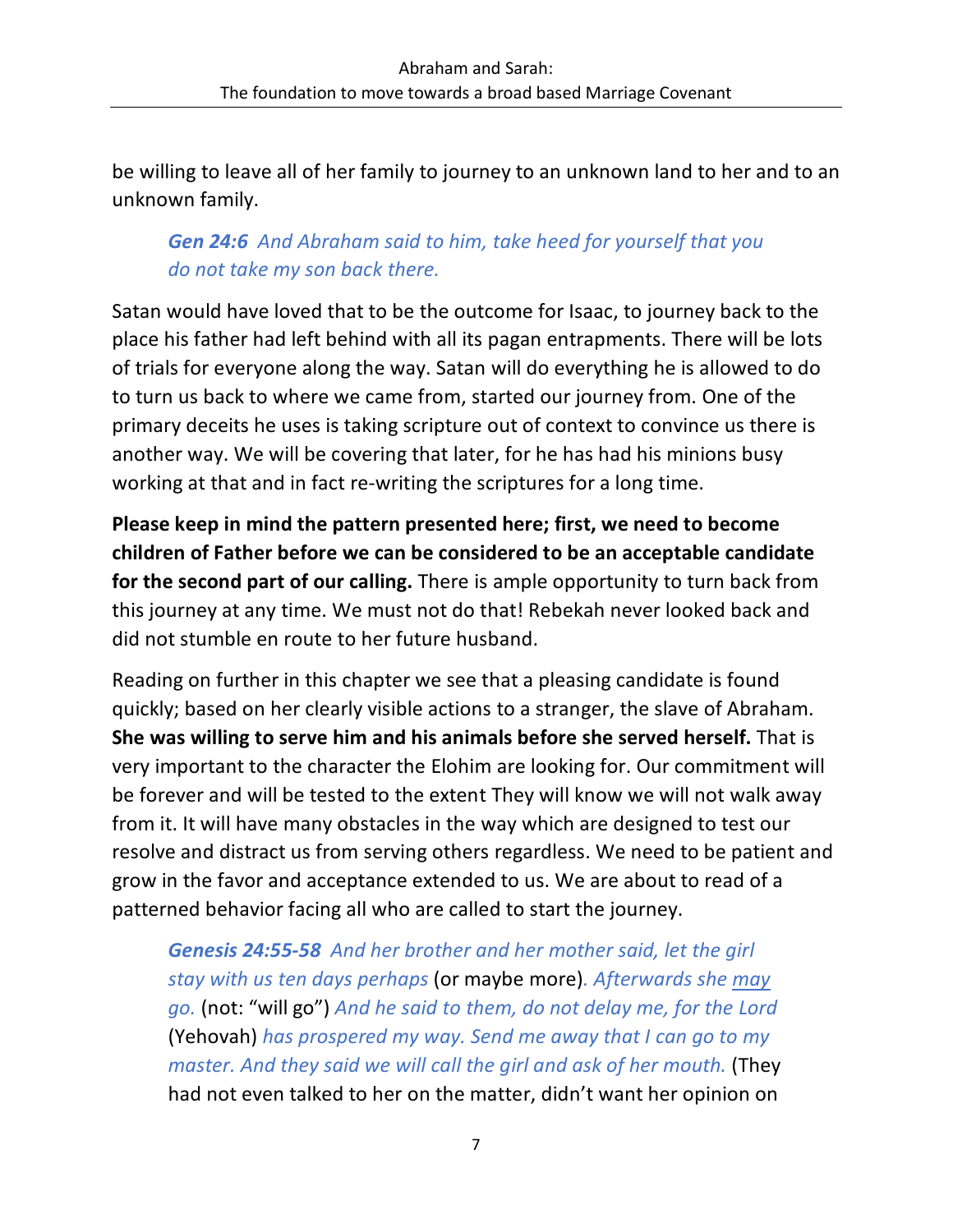be willing to leave all of her family to journey to an unknown land to her and to an unknown family.

> ***Gen 24:6*** *And Abraham said to him, take heed for yourself that you do not take my son back there.*

Satan would have loved that to be the outcome for Isaac, to journey back to the place his father had left behind with all its pagan entrapments. There will be lots of trials for everyone along the way. Satan will do everything he is allowed to do to turn us back to where we came from, started our journey from. One of the primary deceits he uses is taking scripture out of context to convince us there is another way. We will be covering that later, for he has had his minions busy working at that and in fact re-writing the scriptures for a long time.

**Please keep in mind the pattern presented here; first, we need to become children of Father before we can be considered to be an acceptable candidate for the second part of our calling.** There is ample opportunity to turn back from this journey at any time. We must not do that! Rebekah never looked back and did not stumble en route to her future husband.

Reading on further in this chapter we see that a pleasing candidate is found quickly; based on her clearly visible actions to a stranger, the slave of Abraham. **She was willing to serve him and his animals before she served herself.** That is very important to the character the Elohim are looking for. Our commitment will be forever and will be tested to the extent They will know we will not walk away from it. It will have many obstacles in the way which are designed to test our resolve and distract us from serving others regardless. We need to be patient and grow in the favor and acceptance extended to us. We are about to read of a patterned behavior facing all who are called to start the journey.

> ***Genesis 24:55-58*** *And her brother and her mother said, let the girl stay with us ten days perhaps* (or maybe more)*. Afterwards she <u>may</u> go.* (not: "will go") *And he said to them, do not delay me, for the Lord* (Yehovah) *has prospered my way. Send me away that I can go to my master. And they said we will call the girl and ask of her mouth.* (They had not even talked to her on the matter, didn't want her opinion on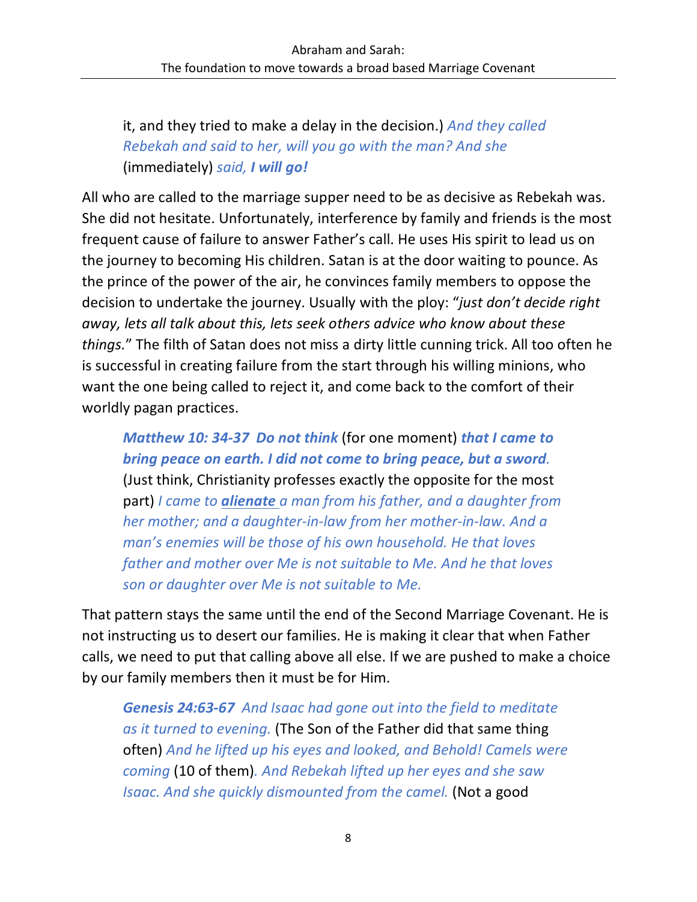> it, and they tried to make a delay in the decision.) *And they called Rebekah and said to her, will you go with the man? And she* (immediately) *said, **I will go!***

All who are called to the marriage supper need to be as decisive as Rebekah was. She did not hesitate. Unfortunately, interference by family and friends is the most frequent cause of failure to answer Father's call. He uses His spirit to lead us on the journey to becoming His children. Satan is at the door waiting to pounce. As the prince of the power of the air, he convinces family members to oppose the decision to undertake the journey. Usually with the ploy: "*just don't decide right away, lets all talk about this, lets seek others advice who know about these things.*" The filth of Satan does not miss a dirty little cunning trick. All too often he is successful in creating failure from the start through his willing minions, who want the one being called to reject it, and come back to the comfort of their worldly pagan practices.

> ***Matthew 10: 34-37 Do not think*** (for one moment) ***that I came to bring peace on earth. I did not come to bring peace, but a sword.*** (Just think, Christianity professes exactly the opposite for the most part) *I came to **alienate** a man from his father, and a daughter from her mother; and a daughter-in-law from her mother-in-law. And a man's enemies will be those of his own household. He that loves father and mother over Me is not suitable to Me. And he that loves son or daughter over Me is not suitable to Me.*

That pattern stays the same until the end of the Second Marriage Covenant. He is not instructing us to desert our families. He is making it clear that when Father calls, we need to put that calling above all else. If we are pushed to make a choice by our family members then it must be for Him.

> ***Genesis 24:63-67*** *And Isaac had gone out into the field to meditate as it turned to evening.* (The Son of the Father did that same thing often) *And he lifted up his eyes and looked, and Behold! Camels were coming* (10 of them)*. And Rebekah lifted up her eyes and she saw Isaac. And she quickly dismounted from the camel.* (Not a good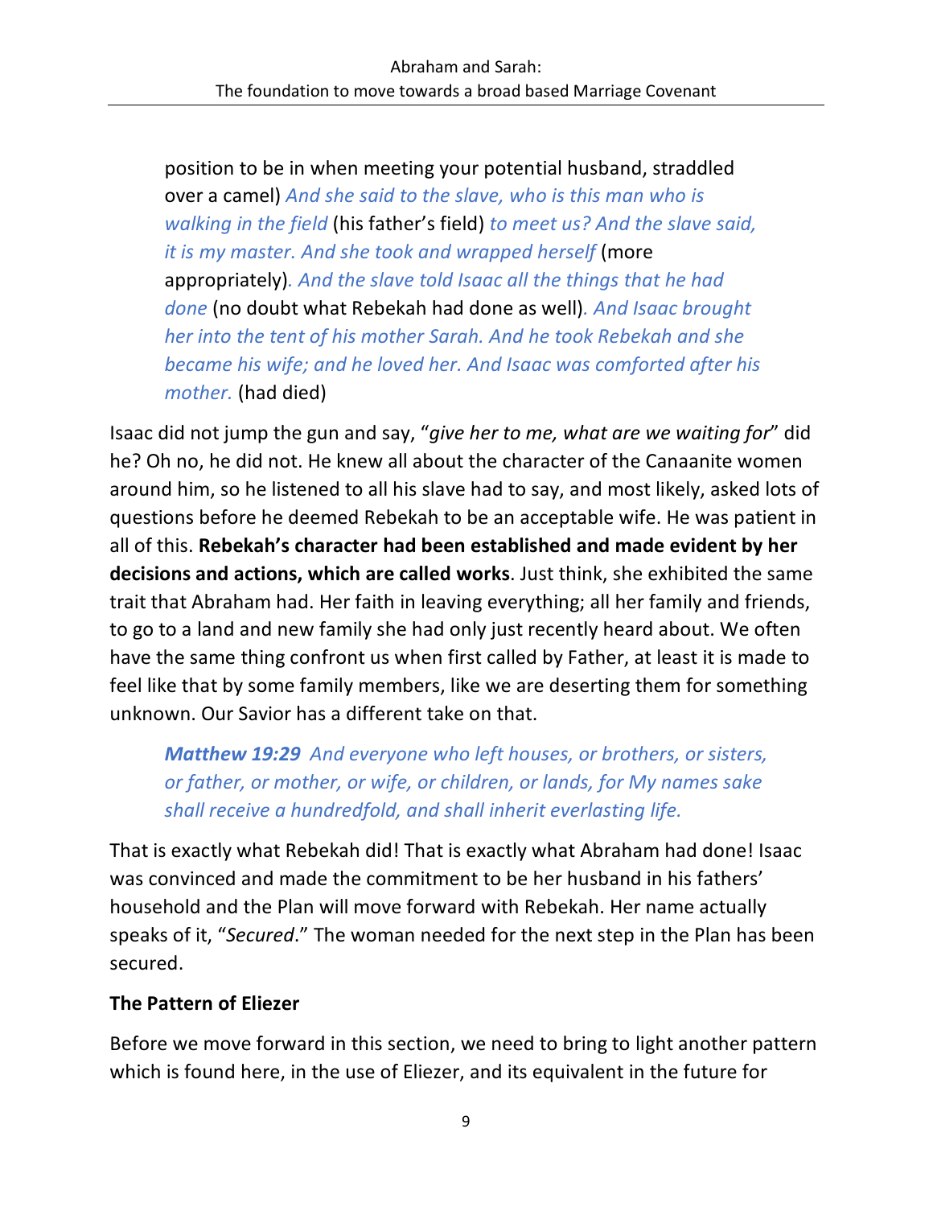position to be in when meeting your potential husband, straddled over a camel) *And she said to the slave, who is this man who is walking in the field* (his father's field) *to meet us? And the slave said, it is my master. And she took and wrapped herself* (more appropriately)*. And the slave told Isaac all the things that he had done* (no doubt what Rebekah had done as well)*. And Isaac brought her into the tent of his mother Sarah. And he took Rebekah and she became his wife; and he loved her. And Isaac was comforted after his mother.* (had died)

Isaac did not jump the gun and say, "*give her to me, what are we waiting for*" did he? Oh no, he did not. He knew all about the character of the Canaanite women around him, so he listened to all his slave had to say, and most likely, asked lots of questions before he deemed Rebekah to be an acceptable wife. He was patient in all of this. **Rebekah's character had been established and made evident by her decisions and actions, which are called works**. Just think, she exhibited the same trait that Abraham had. Her faith in leaving everything; all her family and friends, to go to a land and new family she had only just recently heard about. We often have the same thing confront us when first called by Father, at least it is made to feel like that by some family members, like we are deserting them for something unknown. Our Savior has a different take on that.

> ***Matthew 19:29*** *And everyone who left houses, or brothers, or sisters, or father, or mother, or wife, or children, or lands, for My names sake shall receive a hundredfold, and shall inherit everlasting life.*

That is exactly what Rebekah did! That is exactly what Abraham had done! Isaac was convinced and made the commitment to be her husband in his fathers' household and the Plan will move forward with Rebekah. Her name actually speaks of it, "*Secured*." The woman needed for the next step in the Plan has been secured.

**The Pattern of Eliezer**

Before we move forward in this section, we need to bring to light another pattern which is found here, in the use of Eliezer, and its equivalent in the future for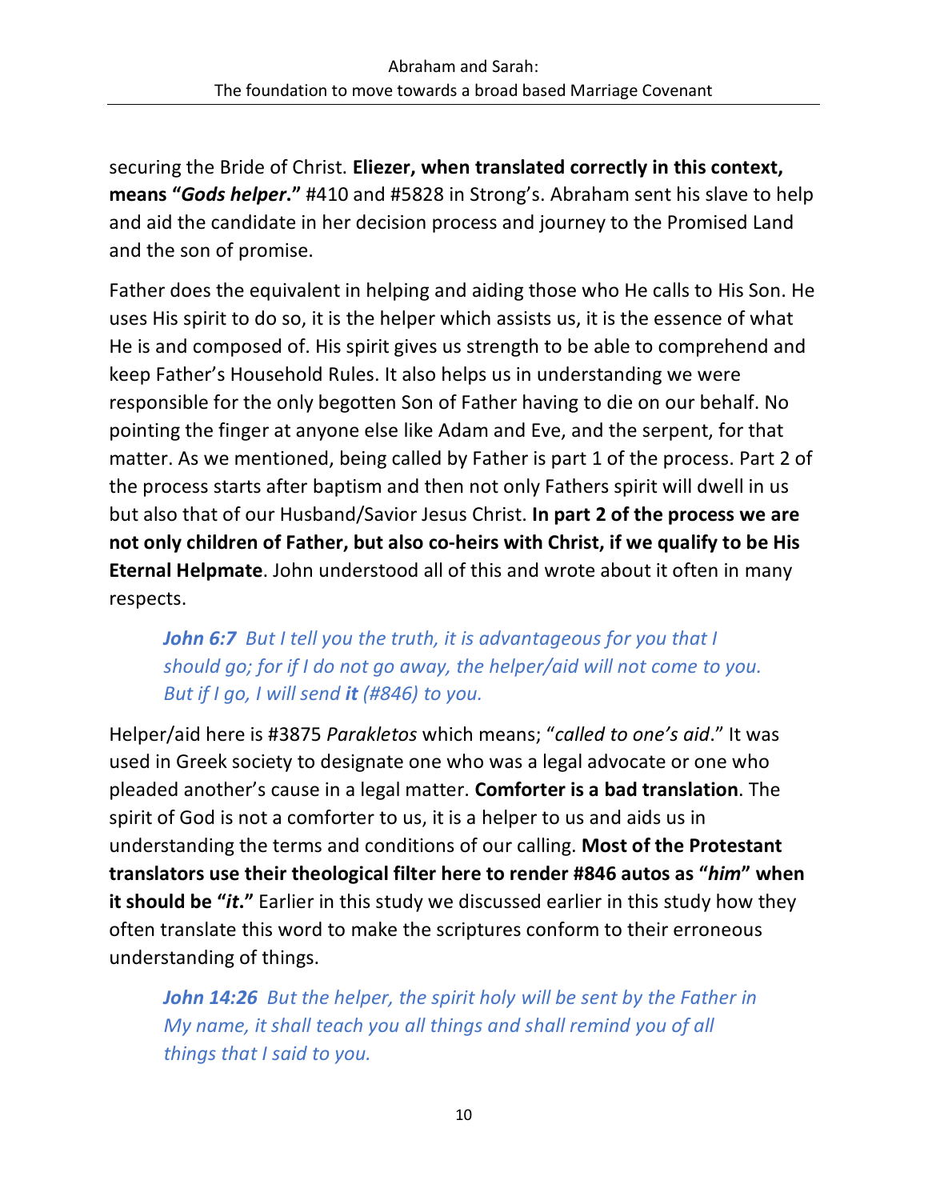securing the Bride of Christ. **Eliezer, when translated correctly in this context, means "*Gods helper*."** #410 and #5828 in Strong's. Abraham sent his slave to help and aid the candidate in her decision process and journey to the Promised Land and the son of promise.

Father does the equivalent in helping and aiding those who He calls to His Son. He uses His spirit to do so, it is the helper which assists us, it is the essence of what He is and composed of. His spirit gives us strength to be able to comprehend and keep Father's Household Rules. It also helps us in understanding we were responsible for the only begotten Son of Father having to die on our behalf. No pointing the finger at anyone else like Adam and Eve, and the serpent, for that matter. As we mentioned, being called by Father is part 1 of the process. Part 2 of the process starts after baptism and then not only Fathers spirit will dwell in us but also that of our Husband/Savior Jesus Christ. **In part 2 of the process we are not only children of Father, but also co-heirs with Christ, if we qualify to be His Eternal Helpmate**. John understood all of this and wrote about it often in many respects.

> ***John 6:7*** *But I tell you the truth, it is advantageous for you that I should go; for if I do not go away, the helper/aid will not come to you. But if I go, I will send **it** (#846) to you.*

Helper/aid here is #3875 *Parakletos* which means; "*called to one's aid*." It was used in Greek society to designate one who was a legal advocate or one who pleaded another's cause in a legal matter. **Comforter is a bad translation**. The spirit of God is not a comforter to us, it is a helper to us and aids us in understanding the terms and conditions of our calling. **Most of the Protestant translators use their theological filter here to render #846 autos as "*him*" when it should be "*it*."** Earlier in this study we discussed earlier in this study how they often translate this word to make the scriptures conform to their erroneous understanding of things.

> ***John 14:26*** *But the helper, the spirit holy will be sent by the Father in My name, it shall teach you all things and shall remind you of all things that I said to you.*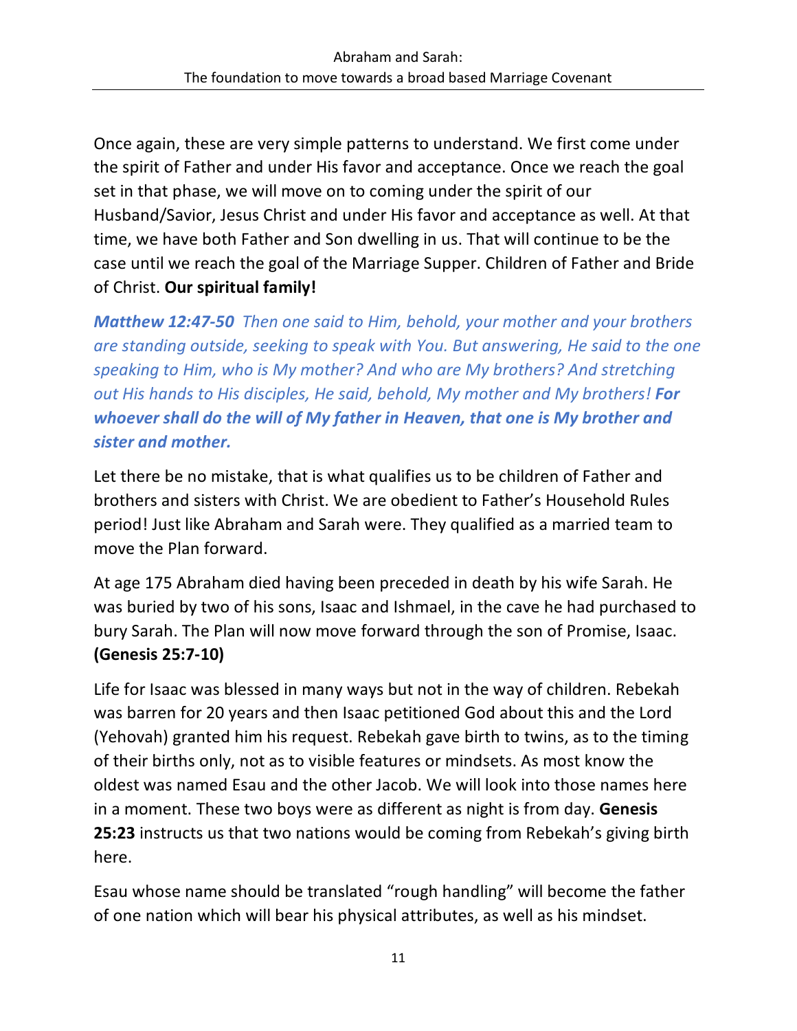Once again, these are very simple patterns to understand. We first come under the spirit of Father and under His favor and acceptance. Once we reach the goal set in that phase, we will move on to coming under the spirit of our Husband/Savior, Jesus Christ and under His favor and acceptance as well. At that time, we have both Father and Son dwelling in us. That will continue to be the case until we reach the goal of the Marriage Supper. Children of Father and Bride of Christ. **Our spiritual family!**

***Matthew 12:47-50*** *Then one said to Him, behold, your mother and your brothers are standing outside, seeking to speak with You. But answering, He said to the one speaking to Him, who is My mother? And who are My brothers? And stretching out His hands to His disciples, He said, behold, My mother and My brothers!* ***For whoever shall do the will of My father in Heaven, that one is My brother and sister and mother.***

Let there be no mistake, that is what qualifies us to be children of Father and brothers and sisters with Christ. We are obedient to Father's Household Rules period! Just like Abraham and Sarah were. They qualified as a married team to move the Plan forward.

At age 175 Abraham died having been preceded in death by his wife Sarah. He was buried by two of his sons, Isaac and Ishmael, in the cave he had purchased to bury Sarah. The Plan will now move forward through the son of Promise, Isaac. **(Genesis 25:7-10)**

Life for Isaac was blessed in many ways but not in the way of children. Rebekah was barren for 20 years and then Isaac petitioned God about this and the Lord (Yehovah) granted him his request. Rebekah gave birth to twins, as to the timing of their births only, not as to visible features or mindsets. As most know the oldest was named Esau and the other Jacob. We will look into those names here in a moment. These two boys were as different as night is from day. **Genesis 25:23** instructs us that two nations would be coming from Rebekah's giving birth here.

Esau whose name should be translated "rough handling" will become the father of one nation which will bear his physical attributes, as well as his mindset.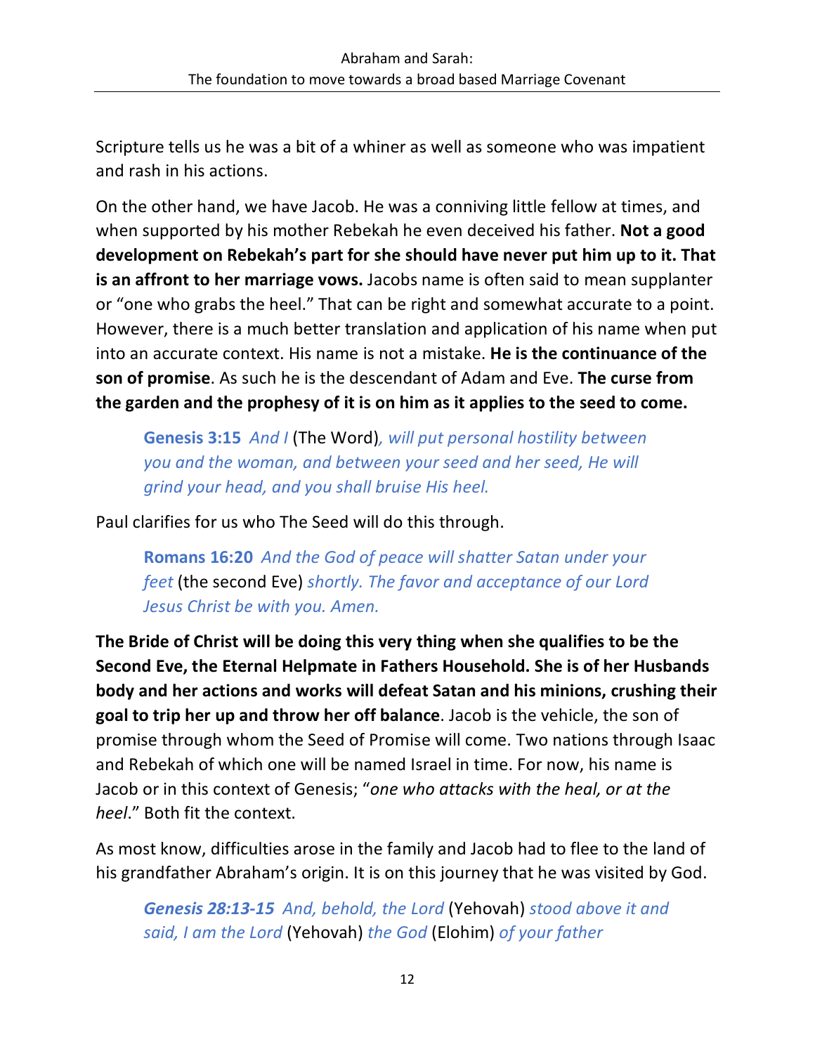Scripture tells us he was a bit of a whiner as well as someone who was impatient and rash in his actions.

On the other hand, we have Jacob. He was a conniving little fellow at times, and when supported by his mother Rebekah he even deceived his father. **Not a good development on Rebekah's part for she should have never put him up to it. That is an affront to her marriage vows.** Jacobs name is often said to mean supplanter or "one who grabs the heel." That can be right and somewhat accurate to a point. However, there is a much better translation and application of his name when put into an accurate context. His name is not a mistake. **He is the continuance of the son of promise**. As such he is the descendant of Adam and Eve. **The curse from the garden and the prophesy of it is on him as it applies to the seed to come.**

> **Genesis 3:15** *And I* (The Word)*, will put personal hostility between you and the woman, and between your seed and her seed, He will grind your head, and you shall bruise His heel.*

Paul clarifies for us who The Seed will do this through.

> **Romans 16:20** *And the God of peace will shatter Satan under your feet* (the second Eve) *shortly. The favor and acceptance of our Lord Jesus Christ be with you. Amen.*

**The Bride of Christ will be doing this very thing when she qualifies to be the Second Eve, the Eternal Helpmate in Fathers Household. She is of her Husbands body and her actions and works will defeat Satan and his minions, crushing their goal to trip her up and throw her off balance**. Jacob is the vehicle, the son of promise through whom the Seed of Promise will come. Two nations through Isaac and Rebekah of which one will be named Israel in time. For now, his name is Jacob or in this context of Genesis; "*one who attacks with the heal, or at the heel*." Both fit the context.

As most know, difficulties arose in the family and Jacob had to flee to the land of his grandfather Abraham's origin. It is on this journey that he was visited by God.

> ***Genesis 28:13-15*** *And, behold, the Lord* (Yehovah) *stood above it and said, I am the Lord* (Yehovah) *the God* (Elohim) *of your father*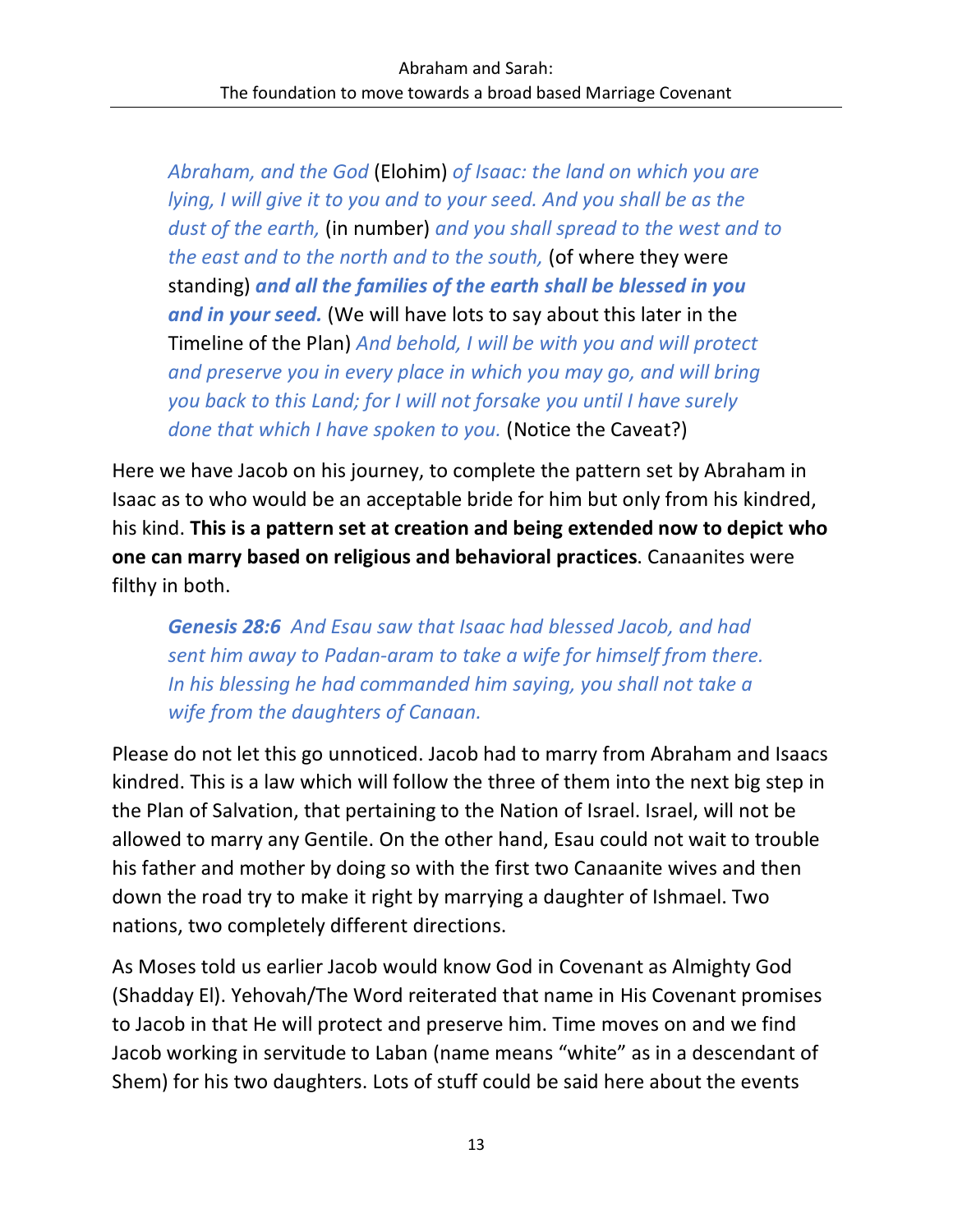> *Abraham, and the God* (Elohim) *of Isaac: the land on which you are lying, I will give it to you and to your seed. And you shall be as the dust of the earth,* (in number) *and you shall spread to the west and to the east and to the north and to the south,* (of where they were standing) ***and all the families of the earth shall be blessed in you and in your seed.*** (We will have lots to say about this later in the Timeline of the Plan) *And behold, I will be with you and will protect and preserve you in every place in which you may go, and will bring you back to this Land; for I will not forsake you until I have surely done that which I have spoken to you.* (Notice the Caveat?)

Here we have Jacob on his journey, to complete the pattern set by Abraham in Isaac as to who would be an acceptable bride for him but only from his kindred, his kind. **This is a pattern set at creation and being extended now to depict who one can marry based on religious and behavioral practices**. Canaanites were filthy in both.

> ***Genesis 28:6*** *And Esau saw that Isaac had blessed Jacob, and had sent him away to Padan-aram to take a wife for himself from there. In his blessing he had commanded him saying, you shall not take a wife from the daughters of Canaan.*

Please do not let this go unnoticed. Jacob had to marry from Abraham and Isaacs kindred. This is a law which will follow the three of them into the next big step in the Plan of Salvation, that pertaining to the Nation of Israel. Israel, will not be allowed to marry any Gentile. On the other hand, Esau could not wait to trouble his father and mother by doing so with the first two Canaanite wives and then down the road try to make it right by marrying a daughter of Ishmael. Two nations, two completely different directions.

As Moses told us earlier Jacob would know God in Covenant as Almighty God (Shadday El). Yehovah/The Word reiterated that name in His Covenant promises to Jacob in that He will protect and preserve him. Time moves on and we find Jacob working in servitude to Laban (name means "white" as in a descendant of Shem) for his two daughters. Lots of stuff could be said here about the events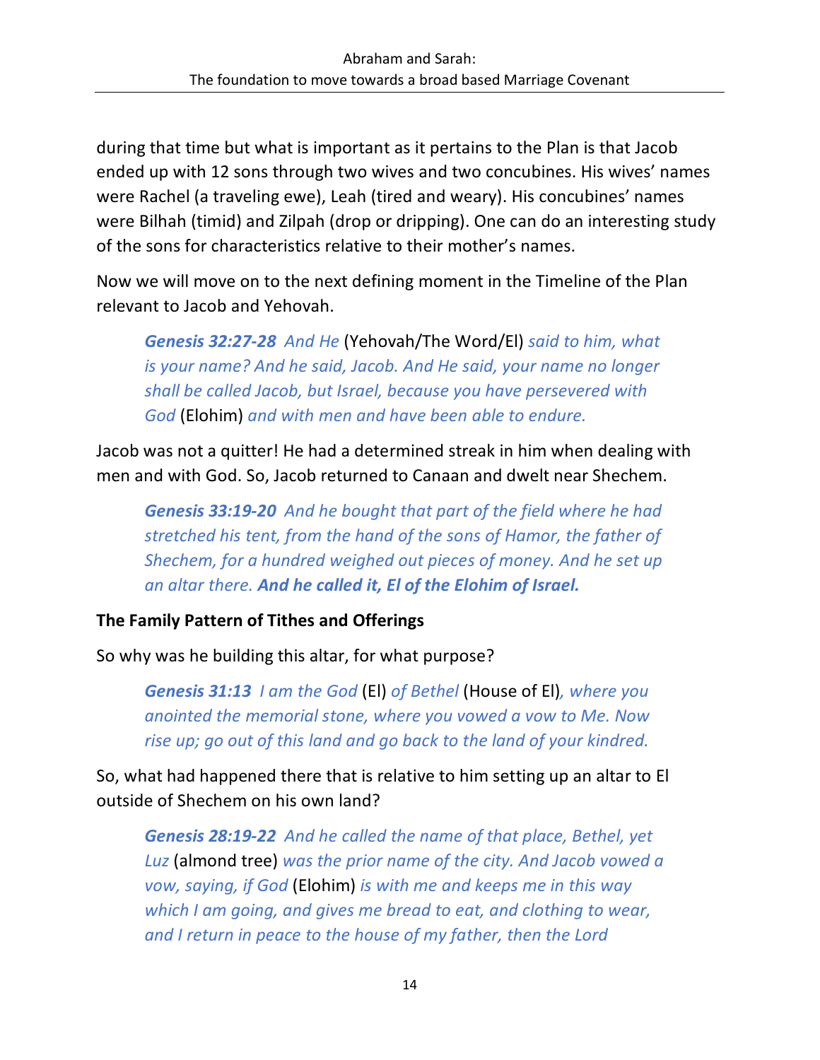during that time but what is important as it pertains to the Plan is that Jacob ended up with 12 sons through two wives and two concubines. His wives' names were Rachel (a traveling ewe), Leah (tired and weary). His concubines' names were Bilhah (timid) and Zilpah (drop or dripping). One can do an interesting study of the sons for characteristics relative to their mother's names.

Now we will move on to the next defining moment in the Timeline of the Plan relevant to Jacob and Yehovah.

> ***Genesis 32:27-28*** *And He* (Yehovah/The Word/El) *said to him, what is your name? And he said, Jacob. And He said, your name no longer shall be called Jacob, but Israel, because you have persevered with God* (Elohim) *and with men and have been able to endure.*

Jacob was not a quitter! He had a determined streak in him when dealing with men and with God. So, Jacob returned to Canaan and dwelt near Shechem.

> ***Genesis 33:19-20*** *And he bought that part of the field where he had stretched his tent, from the hand of the sons of Hamor, the father of Shechem, for a hundred weighed out pieces of money. And he set up an altar there.* ***And he called it, El of the Elohim of Israel.***

**The Family Pattern of Tithes and Offerings**

So why was he building this altar, for what purpose?

> ***Genesis 31:13*** *I am the God* (El) *of Bethel* (House of El)*, where you anointed the memorial stone, where you vowed a vow to Me. Now rise up; go out of this land and go back to the land of your kindred.*

So, what had happened there that is relative to him setting up an altar to El outside of Shechem on his own land?

> ***Genesis 28:19-22*** *And he called the name of that place, Bethel, yet Luz* (almond tree) *was the prior name of the city. And Jacob vowed a vow, saying, if God* (Elohim) *is with me and keeps me in this way which I am going, and gives me bread to eat, and clothing to wear, and I return in peace to the house of my father, then the Lord*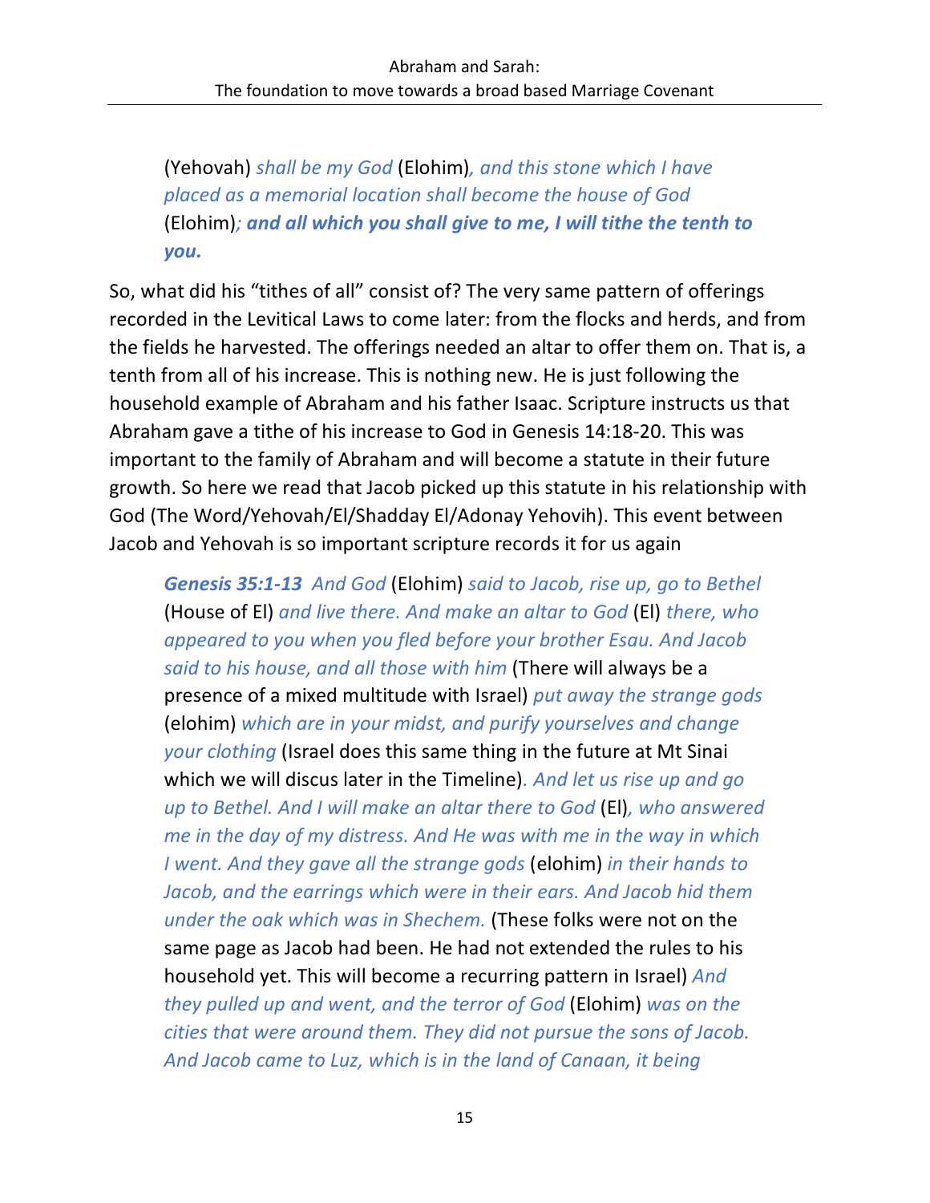(Yehovah) *shall be my God* (Elohim)*, and this stone which I have placed as a memorial location shall become the house of God* (Elohim)***; and all which you shall give to me, I will tithe the tenth to you.***

So, what did his “tithes of all” consist of? The very same pattern of offerings recorded in the Levitical Laws to come later: from the flocks and herds, and from the fields he harvested. The offerings needed an altar to offer them on. That is, a tenth from all of his increase. This is nothing new. He is just following the household example of Abraham and his father Isaac. Scripture instructs us that Abraham gave a tithe of his increase to God in Genesis 14:18-20. This was important to the family of Abraham and will become a statute in their future growth. So here we read that Jacob picked up this statute in his relationship with God (The Word/Yehovah/El/Shadday El/Adonay Yehovih). This event between Jacob and Yehovah is so important scripture records it for us again

> ***Genesis 35:1-13*** *And God* (Elohim) *said to Jacob, rise up, go to Bethel* (House of El) *and live there. And make an altar to God* (El) *there, who appeared to you when you fled before your brother Esau. And Jacob said to his house, and all those with him* (There will always be a presence of a mixed multitude with Israel) *put away the strange gods* (elohim) *which are in your midst, and purify yourselves and change your clothing* (Israel does this same thing in the future at Mt Sinai which we will discus later in the Timeline)*. And let us rise up and go up to Bethel. And I will make an altar there to God* (El)*, who answered me in the day of my distress. And He was with me in the way in which I went. And they gave all the strange gods* (elohim) *in their hands to Jacob, and the earrings which were in their ears. And Jacob hid them under the oak which was in Shechem.* (These folks were not on the same page as Jacob had been. He had not extended the rules to his household yet. This will become a recurring pattern in Israel) *And they pulled up and went, and the terror of God* (Elohim) *was on the cities that were around them. They did not pursue the sons of Jacob. And Jacob came to Luz, which is in the land of Canaan, it being*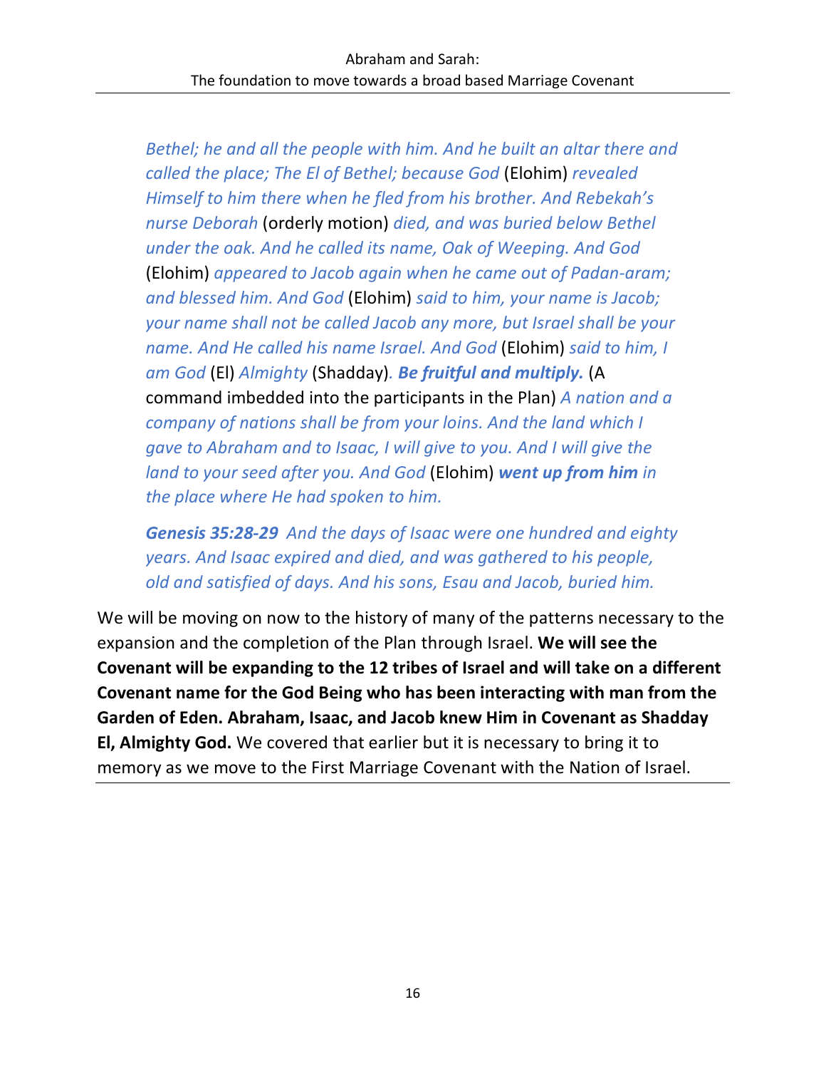*Bethel; he and all the people with him. And he built an altar there and called the place; The El of Bethel; because God* (Elohim) *revealed Himself to him there when he fled from his brother. And Rebekah's nurse Deborah* (orderly motion) *died, and was buried below Bethel under the oak. And he called its name, Oak of Weeping. And God* (Elohim) *appeared to Jacob again when he came out of Padan-aram; and blessed him. And God* (Elohim) *said to him, your name is Jacob; your name shall not be called Jacob any more, but Israel shall be your name. And He called his name Israel. And God* (Elohim) *said to him, I am God* (El) *Almighty* (Shadday)*.* ***Be fruitful and multiply.*** (A command imbedded into the participants in the Plan) *A nation and a company of nations shall be from your loins. And the land which I gave to Abraham and to Isaac, I will give to you. And I will give the land to your seed after you. And God* (Elohim) ***went up from him*** *in the place where He had spoken to him.*

***Genesis 35:28-29*** *And the days of Isaac were one hundred and eighty years. And Isaac expired and died, and was gathered to his people, old and satisfied of days. And his sons, Esau and Jacob, buried him.*

We will be moving on now to the history of many of the patterns necessary to the expansion and the completion of the Plan through Israel. **We will see the Covenant will be expanding to the 12 tribes of Israel and will take on a different Covenant name for the God Being who has been interacting with man from the Garden of Eden. Abraham, Isaac, and Jacob knew Him in Covenant as Shadday El, Almighty God.** We covered that earlier but it is necessary to bring it to memory as we move to the First Marriage Covenant with the Nation of Israel.